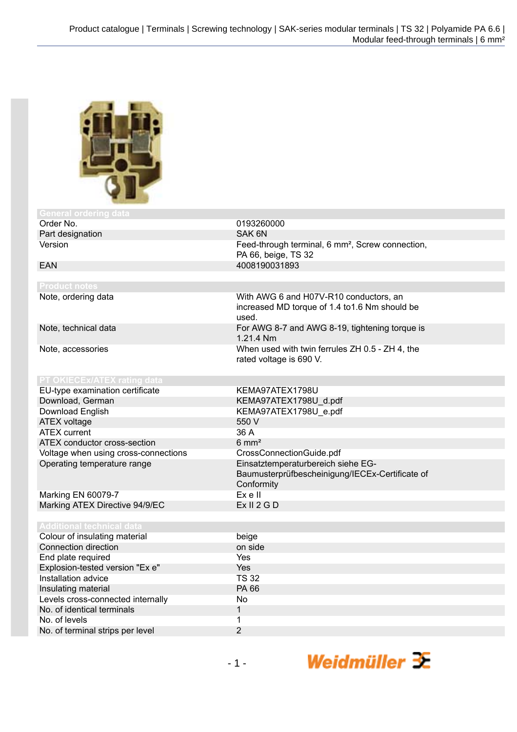## General ordering data

| | |
|---|---|
| Order No. | 0193260000 |
| Part designation | SAK 6N |
| Version | Feed-through terminal, 6 mm², Screw connection, PA 66, beige, TS 32 |
| EAN | 4008190031893 |

## Product notes

| | |
|---|---|
| Note, ordering data | With AWG 6 and H07V-R10 conductors, an increased MD torque of 1.4 to1.6 Nm should be used. |
| Note, technical data | For AWG 8-7 and AWG 8-19, tightening torque is 1.21.4 Nm |
| Note, accessories | When used with twin ferrules ZH 0.5 - ZH 4, the rated voltage is 690 V. |

## PT OKIECEx/ATEX rating data

| | |
|---|---|
| EU-type examination certificate | KEMA97ATEX1798U |
| Download, German | KEMA97ATEX1798U_d.pdf |
| Download English | KEMA97ATEX1798U_e.pdf |
| ATEX voltage | 550 V |
| ATEX current | 36 A |
| ATEX conductor cross-section | 6 mm² |
| Voltage when using cross-connections | CrossConnectionGuide.pdf |
| Operating temperature range | Einsatztemperaturbereich siehe EG-Baumusterprüfbescheinigung/IECEx-Certificate of Conformity |
| Marking EN 60079-7 | Ex e II |
| Marking ATEX Directive 94/9/EC | Ex II 2 G D |

## Additional technical data

| | |
|---|---|
| Colour of insulating material | beige |
| Connection direction | on side |
| End plate required | Yes |
| Explosion-tested version "Ex e" | Yes |
| Installation advice | TS 32 |
| Insulating material | PA 66 |
| Levels cross-connected internally | No |
| No. of identical terminals | 1 |
| No. of levels | 1 |
| No. of terminal strips per level | 2 |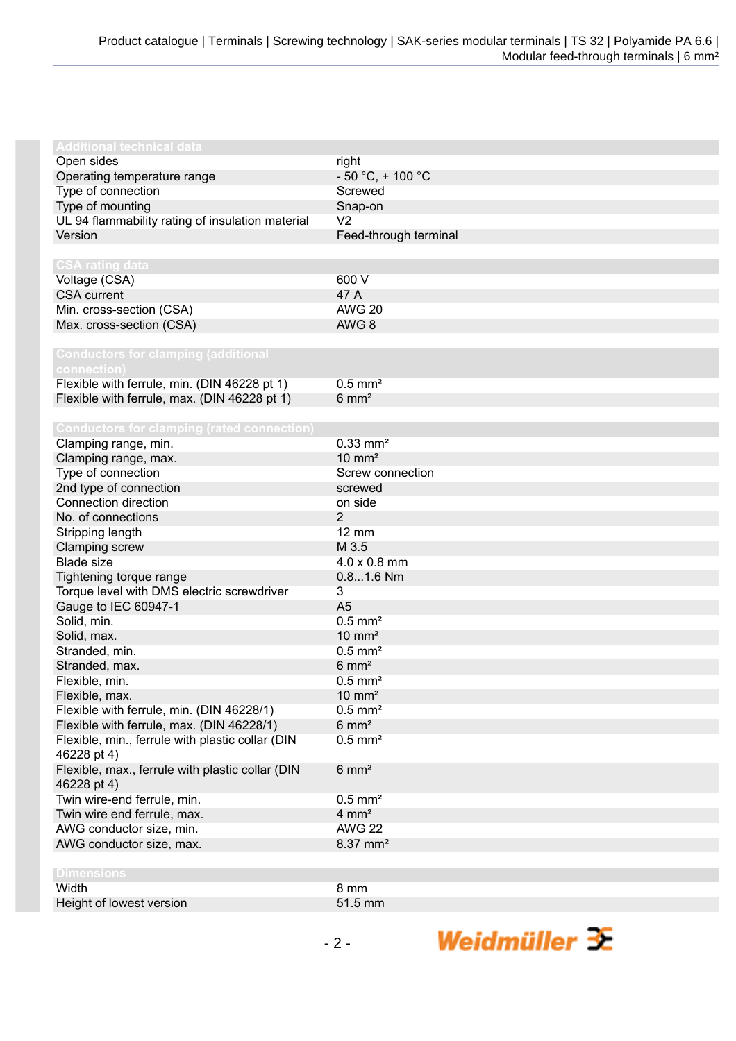## Additional technical data

| | |
|---|---|
| Open sides | right |
| Operating temperature range | - 50 °C, + 100 °C |
| Type of connection | Screwed |
| Type of mounting | Snap-on |
| UL 94 flammability rating of insulation material | V2 |
| Version | Feed-through terminal |

## CSA rating data

| | |
|---|---|
| Voltage (CSA) | 600 V |
| CSA current | 47 A |
| Min. cross-section (CSA) | AWG 20 |
| Max. cross-section (CSA) | AWG 8 |

## Conductors for clamping (additional connection)

| | |
|---|---|
| Flexible with ferrule, min. (DIN 46228 pt 1) | 0.5 mm² |
| Flexible with ferrule, max. (DIN 46228 pt 1) | 6 mm² |

## Conductors for clamping (rated connection)

| | |
|---|---|
| Clamping range, min. | 0.33 mm² |
| Clamping range, max. | 10 mm² |
| Type of connection | Screw connection |
| 2nd type of connection | screwed |
| Connection direction | on side |
| No. of connections | 2 |
| Stripping length | 12 mm |
| Clamping screw | M 3.5 |
| Blade size | 4.0 x 0.8 mm |
| Tightening torque range | 0.8...1.6 Nm |
| Torque level with DMS electric screwdriver | 3 |
| Gauge to IEC 60947-1 | A5 |
| Solid, min. | 0.5 mm² |
| Solid, max. | 10 mm² |
| Stranded, min. | 0.5 mm² |
| Stranded, max. | 6 mm² |
| Flexible, min. | 0.5 mm² |
| Flexible, max. | 10 mm² |
| Flexible with ferrule, min. (DIN 46228/1) | 0.5 mm² |
| Flexible with ferrule, max. (DIN 46228/1) | 6 mm² |
| Flexible, min., ferrule with plastic collar (DIN 46228 pt 4) | 0.5 mm² |
| Flexible, max., ferrule with plastic collar (DIN 46228 pt 4) | 6 mm² |
| Twin wire-end ferrule, min. | 0.5 mm² |
| Twin wire end ferrule, max. | 4 mm² |
| AWG conductor size, min. | AWG 22 |
| AWG conductor size, max. | 8.37 mm² |

## Dimensions

| | |
|---|---|
| Width | 8 mm |
| Height of lowest version | 51.5 mm |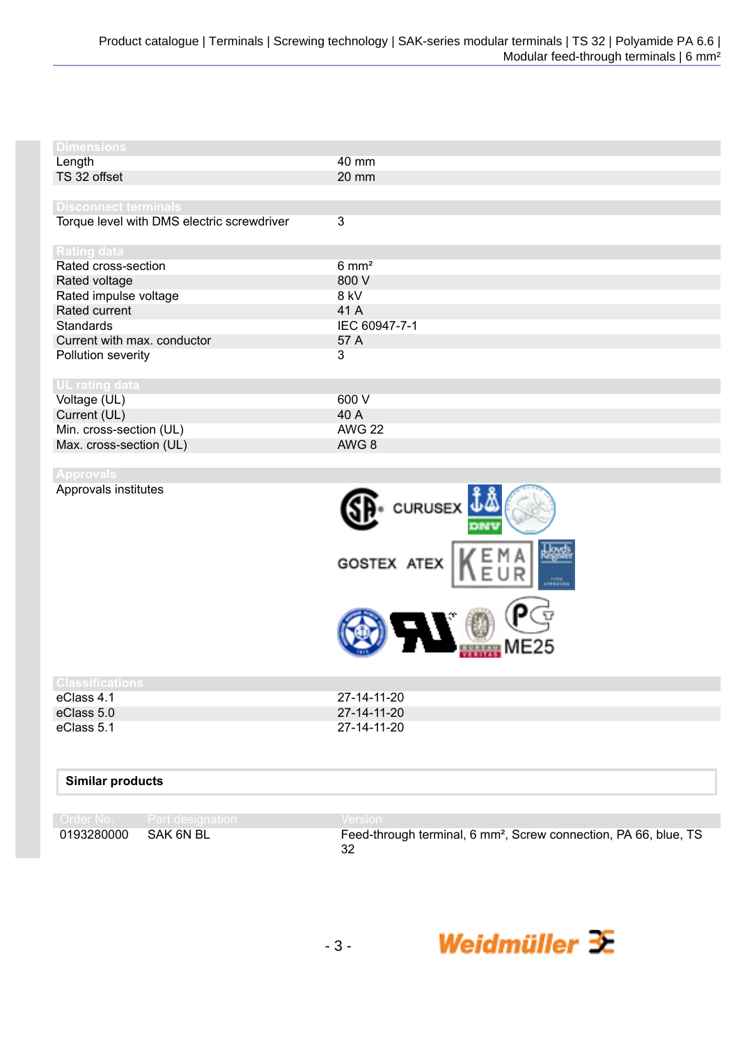## Dimensions

| | |
|---|---|
| Length | 40 mm |
| TS 32 offset | 20 mm |

## Disconnect terminals

| | |
|---|---|
| Torque level with DMS electric screwdriver | 3 |

## Rating data

| | |
|---|---|
| Rated cross-section | 6 mm² |
| Rated voltage | 800 V |
| Rated impulse voltage | 8 kV |
| Rated current | 41 A |
| Standards | IEC 60947-7-1 |
| Current with max. conductor | 57 A |
| Pollution severity | 3 |

## UL rating data

| | |
|---|---|
| Voltage (UL) | 600 V |
| Current (UL) | 40 A |
| Min. cross-section (UL) | AWG 22 |
| Max. cross-section (UL) | AWG 8 |

## Approvals

| | |
|---|---|
| Approvals institutes | CURUSEX, GOSTEX, ATEX, KEMA EUR, ME25 |

## Classifications

| | |
|---|---|
| eClass 4.1 | 27-14-11-20 |
| eClass 5.0 | 27-14-11-20 |
| eClass 5.1 | 27-14-11-20 |

## Similar products

| Order No. | Part designation | Version |
|---|---|---|
| 0193280000 | SAK 6N BL | Feed-through terminal, 6 mm², Screw connection, PA 66, blue, TS 32 |